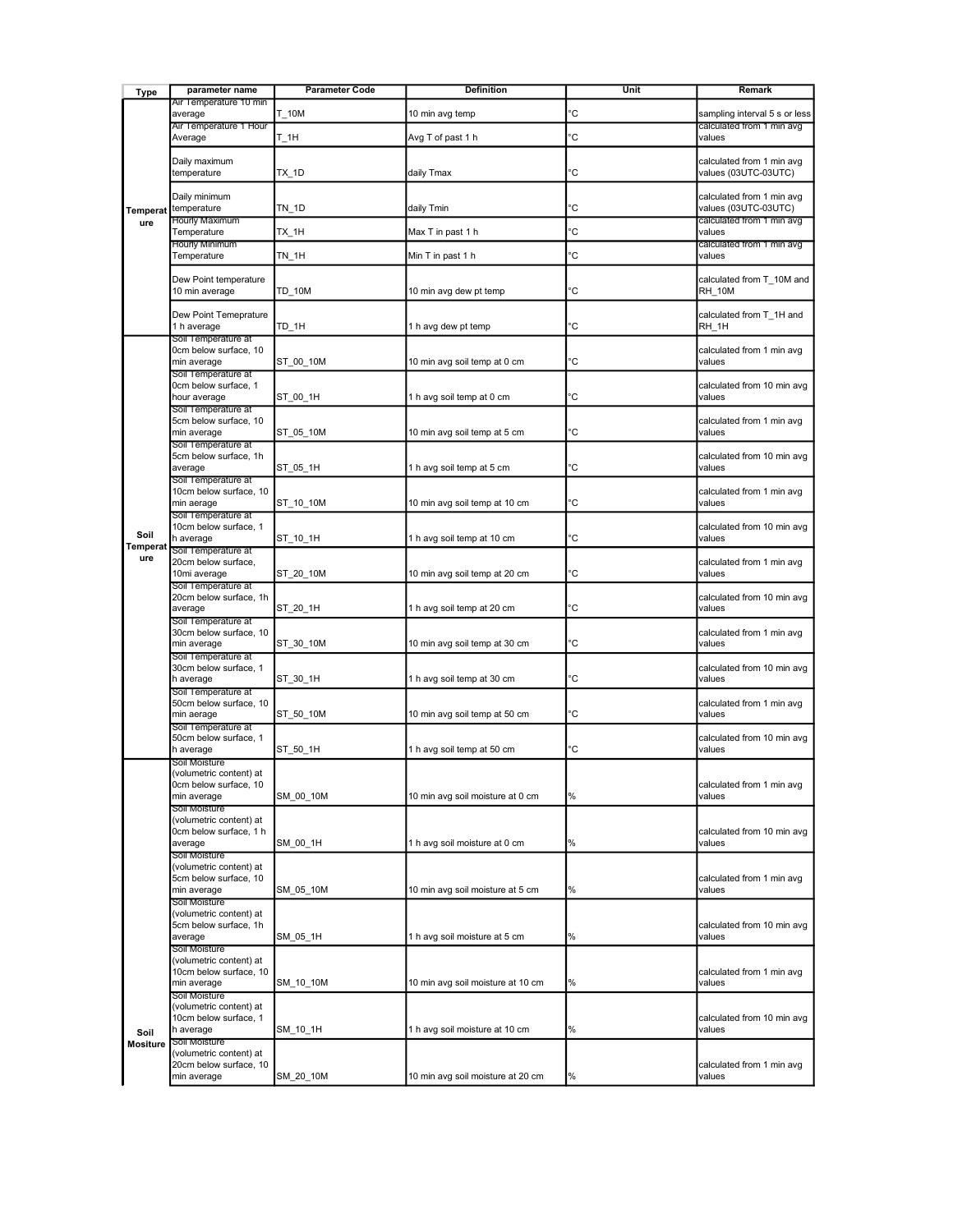| Type | parameter name | Parameter Code | Definition | Unit | Remark |
| --- | --- | --- | --- | --- | --- |
| Temperature | Air Temperature 10 min average | T_10M | 10 min avg temp | °C | sampling interval 5 s or less |
| | Air Temperature 1 Hour Average | T_1H | Avg T of past 1 h | °C | calculated from 1 min avg values |
| | Daily maximum temperature | TX_1D | daily Tmax | °C | calculated from 1 min avg values (03UTC-03UTC) |
| | Daily minimum temperature | TN_1D | daily Tmin | °C | calculated from 1 min avg values (03UTC-03UTC) |
| | Hourly Maximum Temperature | TX_1H | Max T in past 1 h | °C | calculated from 1 min avg values |
| | Hourly Minimum Temperature | TN_1H | Min T in past 1 h | °C | calculated from 1 min avg values |
| | Dew Point temperature 10 min average | TD_10M | 10 min avg dew pt temp | °C | calculated from T_10M and RH_10M |
| | Dew Point Temeprature 1 h average | TD_1H | 1 h avg dew pt temp | °C | calculated from T_1H and RH_1H |
| Soil Temperature | Soil Temperature at 0cm below surface, 10 min average | ST_00_10M | 10 min avg soil temp at 0 cm | °C | calculated from 1 min avg values |
| | Soil Temperature at 0cm below surface, 1 hour average | ST_00_1H | 1 h avg soil temp at 0 cm | °C | calculated from 10 min avg values |
| | Soil Temperature at 5cm below surface, 10 min average | ST_05_10M | 10 min avg soil temp at 5 cm | °C | calculated from 1 min avg values |
| | Soil Temperature at 5cm below surface, 1h average | ST_05_1H | 1 h avg soil temp at 5 cm | °C | calculated from 10 min avg values |
| | Soil Temperature at 10cm below surface, 10 min aerage | ST_10_10M | 10 min avg soil temp at 10 cm | °C | calculated from 1 min avg values |
| | Soil Temperature at 10cm below surface, 1 h average | ST_10_1H | 1 h avg soil temp at 10 cm | °C | calculated from 10 min avg values |
| | Soil Temperature at 20cm below surface, 10mi average | ST_20_10M | 10 min avg soil temp at 20 cm | °C | calculated from 1 min avg values |
| | Soil Temperature at 20cm below surface, 1h average | ST_20_1H | 1 h avg soil temp at 20 cm | °C | calculated from 10 min avg values |
| | Soil Temperature at 30cm below surface, 10 min average | ST_30_10M | 10 min avg soil temp at 30 cm | °C | calculated from 1 min avg values |
| | Soil Temperature at 30cm below surface, 1 h average | ST_30_1H | 1 h avg soil temp at 30 cm | °C | calculated from 10 min avg values |
| | Soil Temperature at 50cm below surface, 10 min aerage | ST_50_10M | 10 min avg soil temp at 50 cm | °C | calculated from 1 min avg values |
| | Soil Temperature at 50cm below surface, 1 h average | ST_50_1H | 1 h avg soil temp at 50 cm | °C | calculated from 10 min avg values |
| Soil Mositure | Soil Moisture (volumetric content) at 0cm below surface, 10 min average | SM_00_10M | 10 min avg soil moisture at 0 cm | % | calculated from 1 min avg values |
| | Soil Moisture (volumetric content) at 0cm below surface, 1 h average | SM_00_1H | 1 h avg soil moisture at 0 cm | % | calculated from 10 min avg values |
| | Soil Moisture (volumetric content) at 5cm below surface, 10 min average | SM_05_10M | 10 min avg soil moisture at 5 cm | % | calculated from 1 min avg values |
| | Soil Moisture (volumetric content) at 5cm below surface, 1h average | SM_05_1H | 1 h avg soil moisture at 5 cm | % | calculated from 10 min avg values |
| | Soil Moisture (volumetric content) at 10cm below surface, 10 min average | SM_10_10M | 10 min avg soil moisture at 10 cm | % | calculated from 1 min avg values |
| | Soil Moisture (volumetric content) at 10cm below surface, 1 h average | SM_10_1H | 1 h avg soil moisture at 10 cm | % | calculated from 10 min avg values |
| | Soil Moisture (volumetric content) at 20cm below surface, 10 min average | SM_20_10M | 10 min avg soil moisture at 20 cm | % | calculated from 1 min avg values |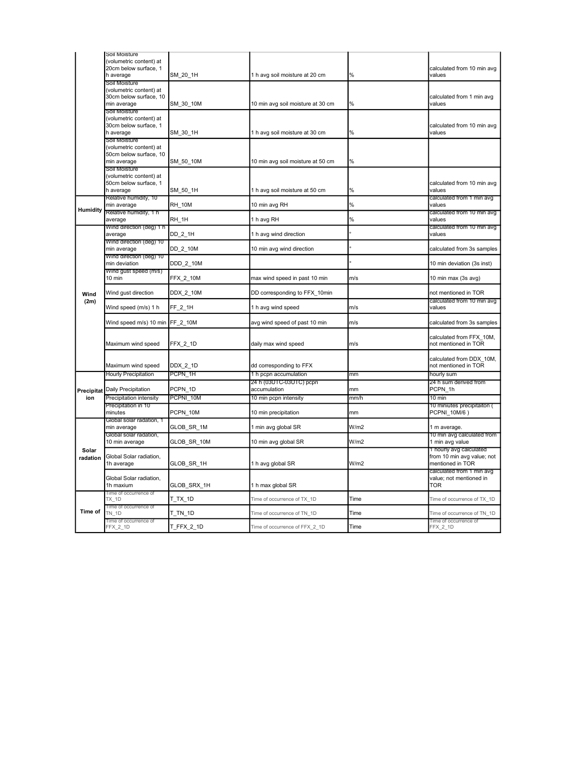| | | | | | |
|---|---|---|---|---|---|
| | Soil Moisture (volumetric content) at 20cm below surface, 1 h average | SM_20_1H | 1 h avg soil moisture at 20 cm | % | calculated from 10 min avg values |
| | Soil Moisture (volumetric content) at 30cm below surface, 10 min average | SM_30_10M | 10 min avg soil moisture at 30 cm | % | calculated from 1 min avg values |
| | Soil Moisture (volumetric content) at 30cm below surface, 1 h average | SM_30_1H | 1 h avg soil moisture at 30 cm | % | calculated from 10 min avg values |
| | Soil Moisture (volumetric content) at 50cm below surface, 10 min average | SM_50_10M | 10 min avg soil moisture at 50 cm | % | |
| | Soil Moisture (volumetric content) at 50cm below surface, 1 h average | SM_50_1H | 1 h avg soil moisture at 50 cm | % | calculated from 10 min avg values |
| Humidity | Relative humidity, 10 min average | RH_10M | 10 min avg RH | % | calculated from 1 min avg values |
| | Relative humidity, 1 h average | RH_1H | 1 h avg RH | % | calculated from 10 min avg values |
| Wind (2m) | Wind direction (deg) 1 h average | DD_2_1H | 1 h avg wind direction | ° | calculated from 10 min avg values |
| | Wind direction (deg) 10 min average | DD_2_10M | 10 min avg wind direction | ° | calculated from 3s samples |
| | Wind direction (deg) 10 min deviation | DDD_2_10M | | ° | 10 min deviation (3s inst) |
| | Wind gust speed (m/s) 10 min | FFX_2_10M | max wind speed in past 10 min | m/s | 10 min max (3s avg) |
| | Wind gust direction | DDX_2_10M | DD corresponding to FFX_10min | | not mentioned in TOR |
| | Wind speed (m/s) 1 h | FF_2_1H | 1 h avg wind speed | m/s | calculated from 10 min avg values |
| | Wind speed m/s) 10 min | FF_2_10M | avg wind speed of past 10 min | m/s | calculated from 3s samples |
| | Maximum wind speed | FFX_2_1D | daily max wind speed | m/s | calculated from FFX_10M, not mentioned in TOR |
| | Maximum wind speed | DDX_2_1D | dd corresponding to FFX | | calculated from DDX_10M, not mentioned in TOR |
| Precipitation | Hourly Precipitation | PCPN_1H | 1 h pcpn accumulation | mm | hourly sum |
| | Daily Precipitation | PCPN_1D | 24 h (03UTC-03UTC) pcpn accumulation | mm | 24 h sum derived from PCPN_1h |
| | Precipitation intensity | PCPNI_10M | 10 min pcpn intensity | mm/h | 10 min |
| | Precipitation in 10 minutes | PCPN_10M | 10 min precipitation | mm | 10 miniutes precipitaiton ( PCPNI_10M/6 ) |
| Solar radiation | Global solar radiation, 1 min average | GLOB_SR_1M | 1 min avg global SR | W/m2 | 1 m average. |
| | Global solar radiation, 10 min average | GLOB_SR_10M | 10 min avg global SR | W/m2 | 10 min avg calculated from 1 min avg value |
| | Global Solar radiation, 1h average | GLOB_SR_1H | 1 h avg global SR | W/m2 | 1 hourly avg calculated from 10 min avg value; not mentioned in TOR |
| | Global Solar radiation, 1h maxium | GLOB_SRX_1H | 1 h max global SR | | calculated from 1 min avg value; not mentioned in TOR |
| Time of | Time of occurrence of TX_1D | T_TX_1D | Time of occurrence of TX_1D | Time | Time of occurrence of TX_1D |
| | Time of occurrence of TN_1D | T_TN_1D | Time of occurrence of TN_1D | Time | Time of occurrence of TN_1D |
| | Time of occurrence of FFX_2_1D | T_FFX_2_1D | Time of occurrence of FFX_2_1D | Time | Time of occurrence of FFX_2_1D |